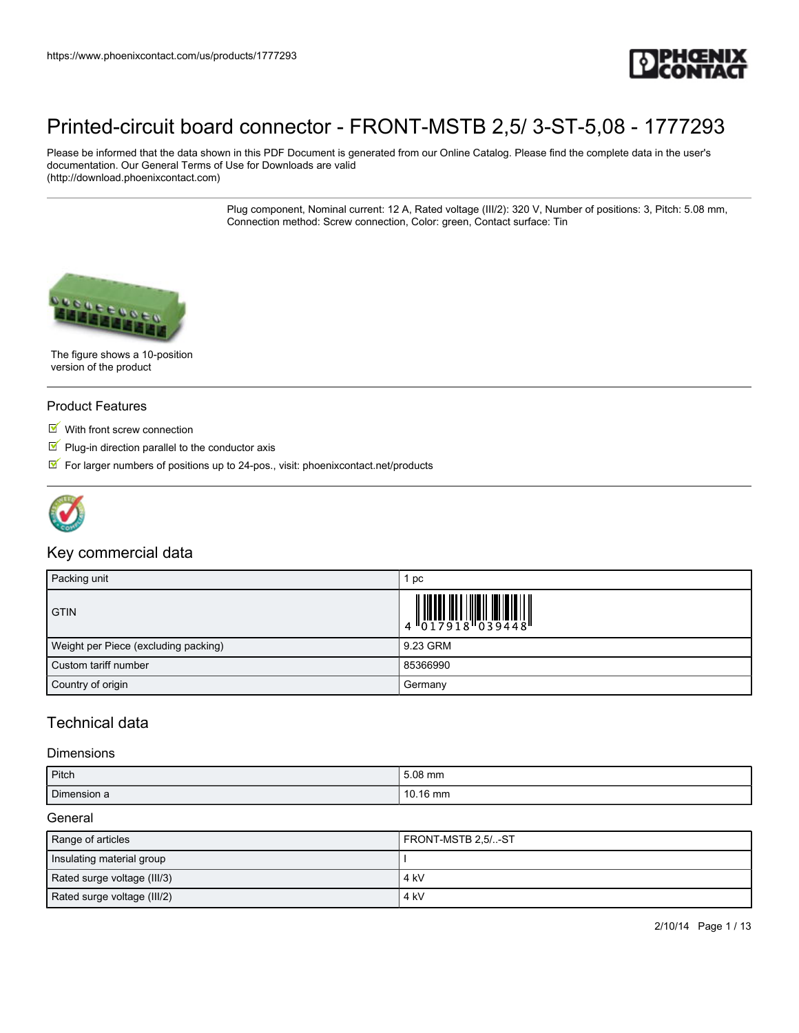# Printed-circuit board connector - FRONT-MSTB 2,5/ 3-ST-5,08 - 1777293

Please be informed that the data shown in this PDF Document is generated from our Online Catalog. Please find the complete data in the user's documentation. Our General Terms of Use for Downloads are valid (http://download.phoenixcontact.com)

Plug component, Nominal current: 12 A, Rated voltage (III/2): 320 V, Number of positions: 3, Pitch: 5.08 mm, Connection method: Screw connection, Color: green, Contact surface: Tin

The figure shows a 10-position version of the product

## Product Features

- With front screw connection
- Plug-in direction parallel to the conductor axis
- For larger numbers of positions up to 24-pos., visit: phoenixcontact.net/products

## Key commercial data

| | |
|---|---|
| Packing unit | 1 pc |
| GTIN | 4 017918 039448 |
| Weight per Piece (excluding packing) | 9.23 GRM |
| Custom tariff number | 85366990 |
| Country of origin | Germany |

## Technical data

### Dimensions

| | |
|---|---|
| Pitch | 5.08 mm |
| Dimension a | 10.16 mm |

### General

| | |
|---|---|
| Range of articles | FRONT-MSTB 2,5/..-ST |
| Insulating material group | I |
| Rated surge voltage (III/3) | 4 kV |
| Rated surge voltage (III/2) | 4 kV |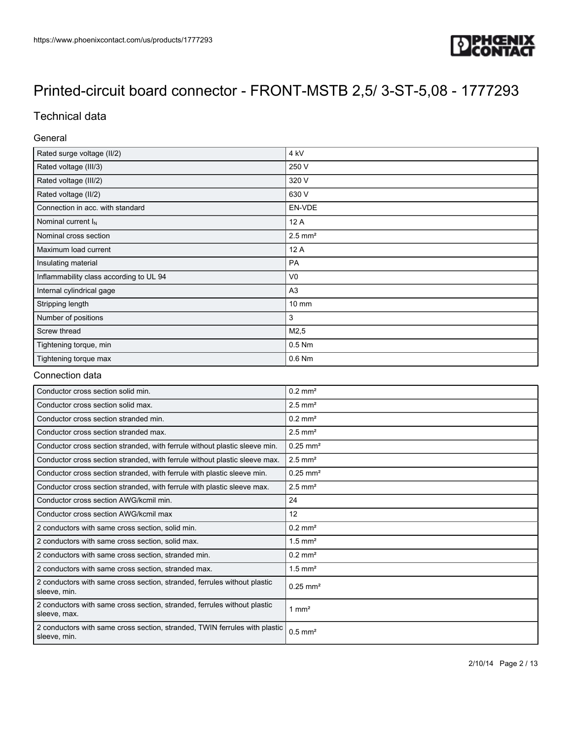# Printed-circuit board connector - FRONT-MSTB 2,5/ 3-ST-5,08 - 1777293

## Technical data

### General

| | |
|---|---|
| Rated surge voltage (II/2) | 4 kV |
| Rated voltage (III/3) | 250 V |
| Rated voltage (III/2) | 320 V |
| Rated voltage (II/2) | 630 V |
| Connection in acc. with standard | EN-VDE |
| Nominal current $I_N$ | 12 A |
| Nominal cross section | 2.5 mm² |
| Maximum load current | 12 A |
| Insulating material | PA |
| Inflammability class according to UL 94 | V0 |
| Internal cylindrical gage | A3 |
| Stripping length | 10 mm |
| Number of positions | 3 |
| Screw thread | M2,5 |
| Tightening torque, min | 0.5 Nm |
| Tightening torque max | 0.6 Nm |

### Connection data

| | |
|---|---|
| Conductor cross section solid min. | 0.2 mm² |
| Conductor cross section solid max. | 2.5 mm² |
| Conductor cross section stranded min. | 0.2 mm² |
| Conductor cross section stranded max. | 2.5 mm² |
| Conductor cross section stranded, with ferrule without plastic sleeve min. | 0.25 mm² |
| Conductor cross section stranded, with ferrule without plastic sleeve max. | 2.5 mm² |
| Conductor cross section stranded, with ferrule with plastic sleeve min. | 0.25 mm² |
| Conductor cross section stranded, with ferrule with plastic sleeve max. | 2.5 mm² |
| Conductor cross section AWG/kcmil min. | 24 |
| Conductor cross section AWG/kcmil max | 12 |
| 2 conductors with same cross section, solid min. | 0.2 mm² |
| 2 conductors with same cross section, solid max. | 1.5 mm² |
| 2 conductors with same cross section, stranded min. | 0.2 mm² |
| 2 conductors with same cross section, stranded max. | 1.5 mm² |
| 2 conductors with same cross section, stranded, ferrules without plastic sleeve, min. | 0.25 mm² |
| 2 conductors with same cross section, stranded, ferrules without plastic sleeve, max. | 1 mm² |
| 2 conductors with same cross section, stranded, TWIN ferrules with plastic sleeve, min. | 0.5 mm² |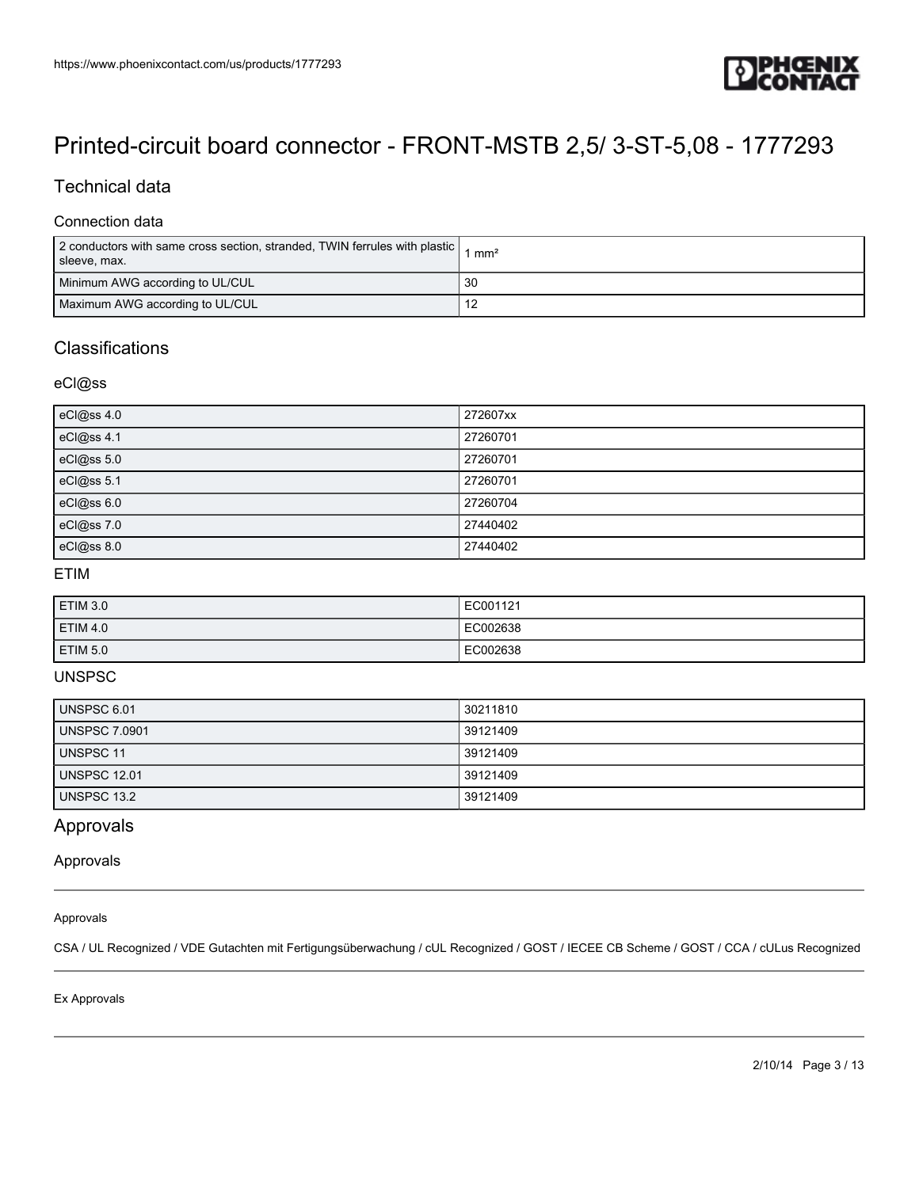# Printed-circuit board connector - FRONT-MSTB 2,5/ 3-ST-5,08 - 1777293

## Technical data

### Connection data

| | |
|---|---|
| 2 conductors with same cross section, stranded, TWIN ferrules with plastic sleeve, max. | 1 mm² |
| Minimum AWG according to UL/CUL | 30 |
| Maximum AWG according to UL/CUL | 12 |

## Classifications

### eCl@ss

| | |
|---|---|
| eCl@ss 4.0 | 272607xx |
| eCl@ss 4.1 | 27260701 |
| eCl@ss 5.0 | 27260701 |
| eCl@ss 5.1 | 27260701 |
| eCl@ss 6.0 | 27260704 |
| eCl@ss 7.0 | 27440402 |
| eCl@ss 8.0 | 27440402 |

### ETIM

| | |
|---|---|
| ETIM 3.0 | EC001121 |
| ETIM 4.0 | EC002638 |
| ETIM 5.0 | EC002638 |

### UNSPSC

| | |
|---|---|
| UNSPSC 6.01 | 30211810 |
| UNSPSC 7.0901 | 39121409 |
| UNSPSC 11 | 39121409 |
| UNSPSC 12.01 | 39121409 |
| UNSPSC 13.2 | 39121409 |

## Approvals

### Approvals

Approvals

CSA / UL Recognized / VDE Gutachten mit Fertigungsüberwachung / cUL Recognized / GOST / IECEE CB Scheme / GOST / CCA / cULus Recognized

Ex Approvals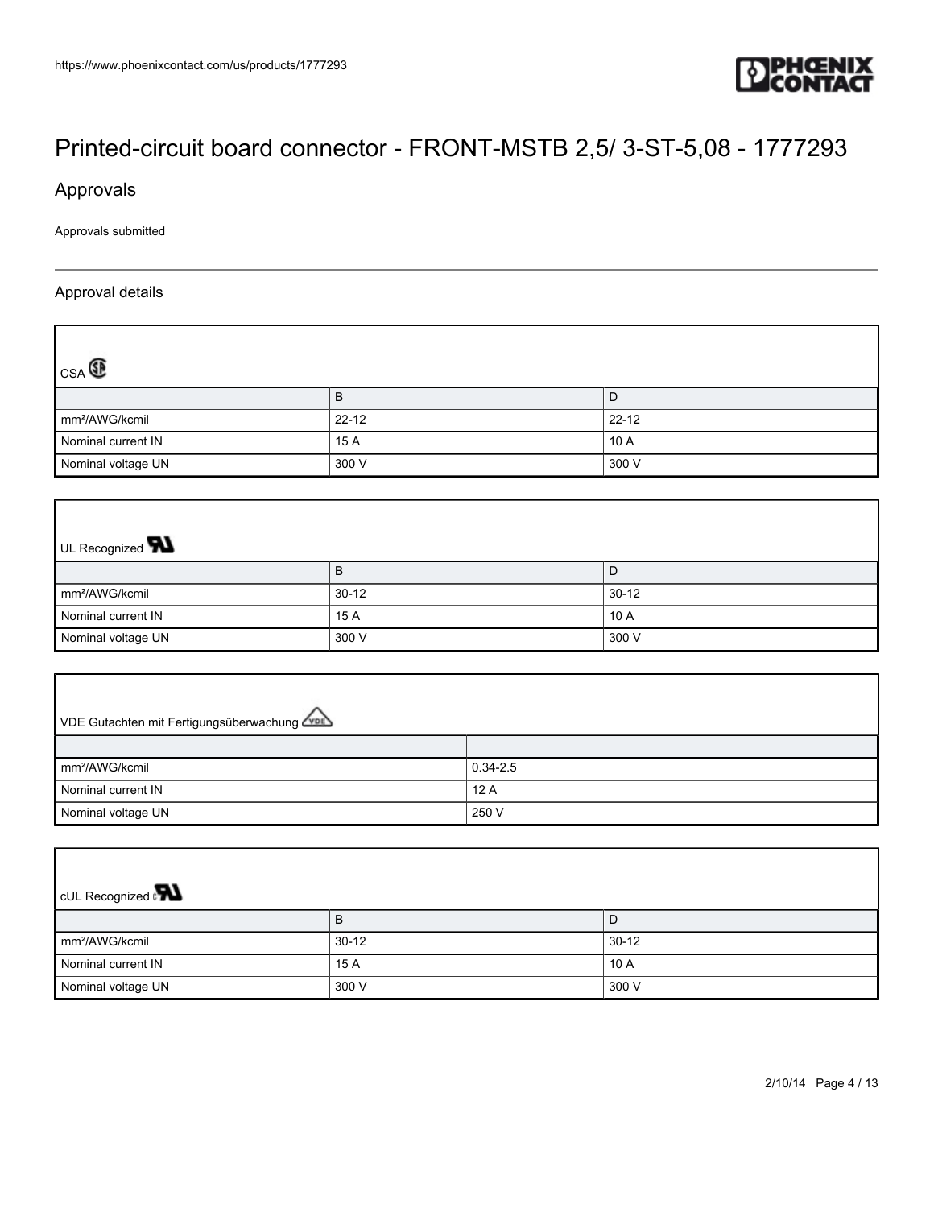# Printed-circuit board connector - FRONT-MSTB 2,5/ 3-ST-5,08 - 1777293

## Approvals

Approvals submitted

### Approval details

CSA

| | B | D |
|---|---|---|
| mm²/AWG/kcmil | 22-12 | 22-12 |
| Nominal current IN | 15 A | 10 A |
| Nominal voltage UN | 300 V | 300 V |

UL Recognized

| | B | D |
|---|---|---|
| mm²/AWG/kcmil | 30-12 | 30-12 |
| Nominal current IN | 15 A | 10 A |
| Nominal voltage UN | 300 V | 300 V |

VDE Gutachten mit Fertigungsüberwachung

| | |
|---|---|
| mm²/AWG/kcmil | 0.34-2.5 |
| Nominal current IN | 12 A |
| Nominal voltage UN | 250 V |

cUL Recognized

| | B | D |
|---|---|---|
| mm²/AWG/kcmil | 30-12 | 30-12 |
| Nominal current IN | 15 A | 10 A |
| Nominal voltage UN | 300 V | 300 V |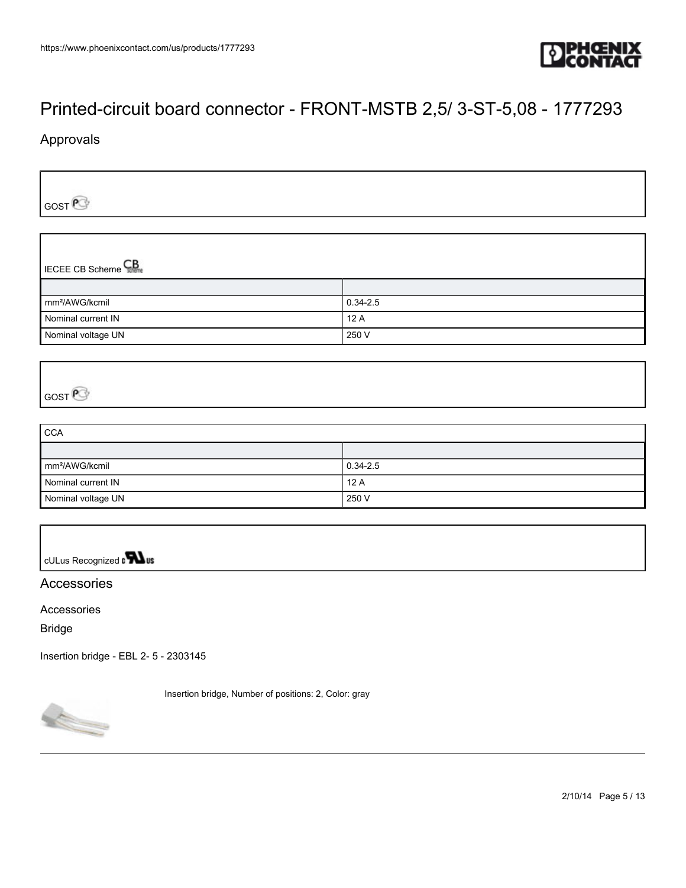# Printed-circuit board connector - FRONT-MSTB 2,5/ 3-ST-5,08 - 1777293

## Approvals

GOST

IEEE CB Scheme

| | |
|---|---|
| mm²/AWG/kcmil | 0.34-2.5 |
| Nominal current IN | 12 A |
| Nominal voltage UN | 250 V |

GOST

CCA

| | |
|---|---|
| mm²/AWG/kcmil | 0.34-2.5 |
| Nominal current IN | 12 A |
| Nominal voltage UN | 250 V |

cULus Recognized

## Accessories

Accessories

Bridge

Insertion bridge - EBL 2- 5 - 2303145

Insertion bridge, Number of positions: 2, Color: gray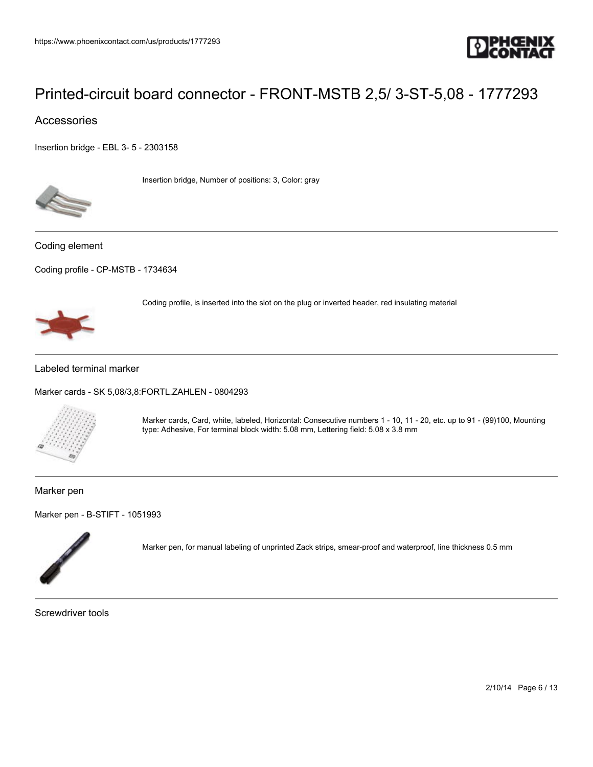# Printed-circuit board connector - FRONT-MSTB 2,5/ 3-ST-5,08 - 1777293

## Accessories

Insertion bridge - EBL 3- 5 - 2303158

Insertion bridge, Number of positions: 3, Color: gray

---

### Coding element

Coding profile - CP-MSTB - 1734634

Coding profile, is inserted into the slot on the plug or inverted header, red insulating material

---

### Labeled terminal marker

Marker cards - SK 5,08/3,8:FORTL.ZAHLEN - 0804293

Marker cards, Card, white, labeled, Horizontal: Consecutive numbers 1 - 10, 11 - 20, etc. up to 91 - (99)100, Mounting type: Adhesive, For terminal block width: 5.08 mm, Lettering field: 5.08 x 3.8 mm

---

### Marker pen

Marker pen - B-STIFT - 1051993

Marker pen, for manual labeling of unprinted Zack strips, smear-proof and waterproof, line thickness 0.5 mm

---

### Screwdriver tools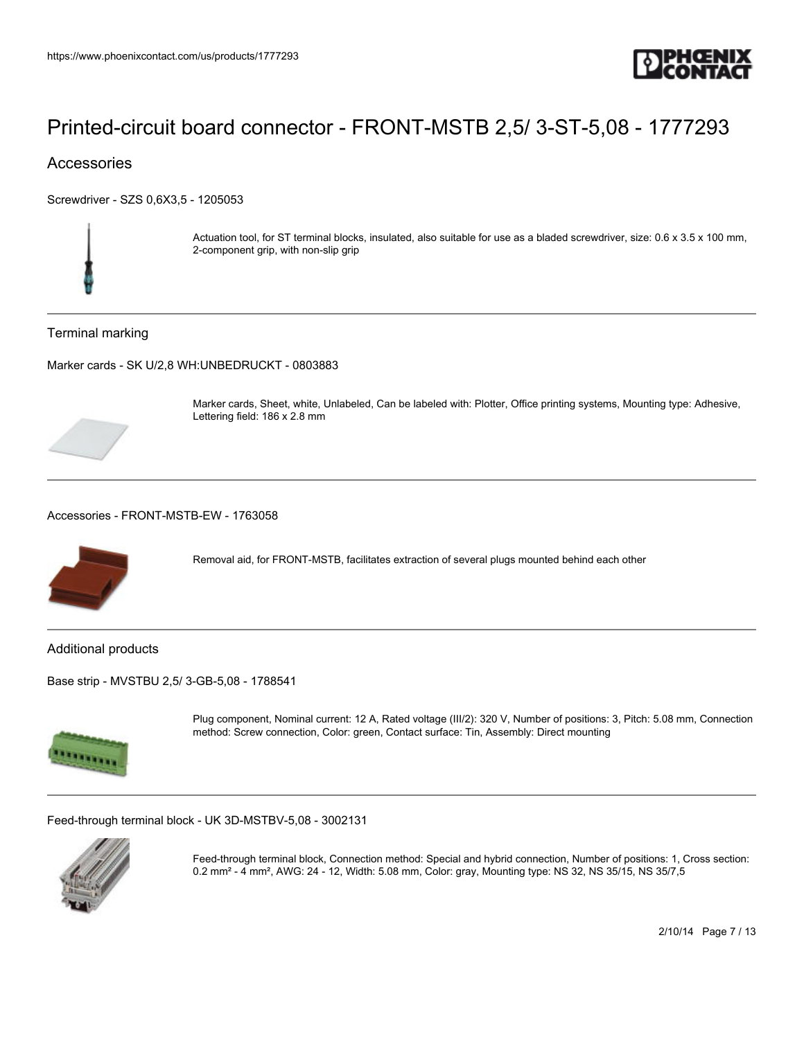# Printed-circuit board connector - FRONT-MSTB 2,5/ 3-ST-5,08 - 1777293

## Accessories

Screwdriver - SZS 0,6X3,5 - 1205053

Actuation tool, for ST terminal blocks, insulated, also suitable for use as a bladed screwdriver, size: 0.6 x 3.5 x 100 mm, 2-component grip, with non-slip grip

### Terminal marking

Marker cards - SK U/2,8 WH:UNBEDRUCKT - 0803883

Marker cards, Sheet, white, Unlabeled, Can be labeled with: Plotter, Office printing systems, Mounting type: Adhesive, Lettering field: 186 x 2.8 mm

Accessories - FRONT-MSTB-EW - 1763058

Removal aid, for FRONT-MSTB, facilitates extraction of several plugs mounted behind each other

### Additional products

Base strip - MVSTBU 2,5/ 3-GB-5,08 - 1788541

Plug component, Nominal current: 12 A, Rated voltage (III/2): 320 V, Number of positions: 3, Pitch: 5.08 mm, Connection method: Screw connection, Color: green, Contact surface: Tin, Assembly: Direct mounting

Feed-through terminal block - UK 3D-MSTBV-5,08 - 3002131

Feed-through terminal block, Connection method: Special and hybrid connection, Number of positions: 1, Cross section: 0.2 mm² - 4 mm², AWG: 24 - 12, Width: 5.08 mm, Color: gray, Mounting type: NS 32, NS 35/15, NS 35/7,5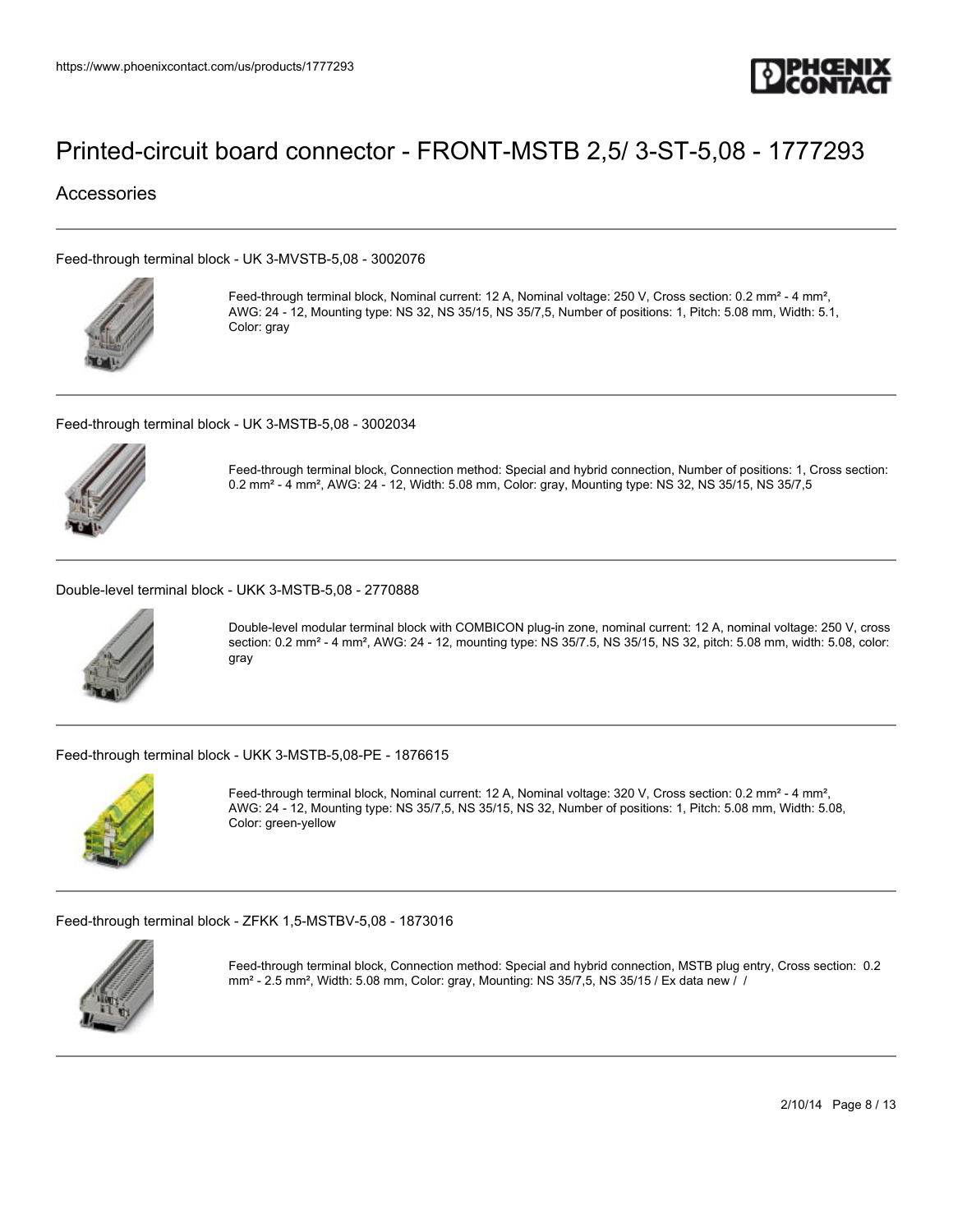# Printed-circuit board connector - FRONT-MSTB 2,5/ 3-ST-5,08 - 1777293

## Accessories

### Feed-through terminal block - UK 3-MVSTB-5,08 - 3002076

Feed-through terminal block, Nominal current: 12 A, Nominal voltage: 250 V, Cross section: 0.2 mm² - 4 mm², AWG: 24 - 12, Mounting type: NS 32, NS 35/15, NS 35/7,5, Number of positions: 1, Pitch: 5.08 mm, Width: 5.1, Color: gray

### Feed-through terminal block - UK 3-MSTB-5,08 - 3002034

Feed-through terminal block, Connection method: Special and hybrid connection, Number of positions: 1, Cross section: 0.2 mm² - 4 mm², AWG: 24 - 12, Width: 5.08 mm, Color: gray, Mounting type: NS 32, NS 35/15, NS 35/7,5

### Double-level terminal block - UKK 3-MSTB-5,08 - 2770888

Double-level modular terminal block with COMBICON plug-in zone, nominal current: 12 A, nominal voltage: 250 V, cross section: 0.2 mm² - 4 mm², AWG: 24 - 12, mounting type: NS 35/7.5, NS 35/15, NS 32, pitch: 5.08 mm, width: 5.08, color: gray

### Feed-through terminal block - UKK 3-MSTB-5,08-PE - 1876615

Feed-through terminal block, Nominal current: 12 A, Nominal voltage: 320 V, Cross section: 0.2 mm² - 4 mm², AWG: 24 - 12, Mounting type: NS 35/7,5, NS 35/15, NS 32, Number of positions: 1, Pitch: 5.08 mm, Width: 5.08, Color: green-yellow

### Feed-through terminal block - ZFKK 1,5-MSTBV-5,08 - 1873016

Feed-through terminal block, Connection method: Special and hybrid connection, MSTB plug entry, Cross section: 0.2 mm² - 2.5 mm², Width: 5.08 mm, Color: gray, Mounting: NS 35/7,5, NS 35/15 / Ex data new / /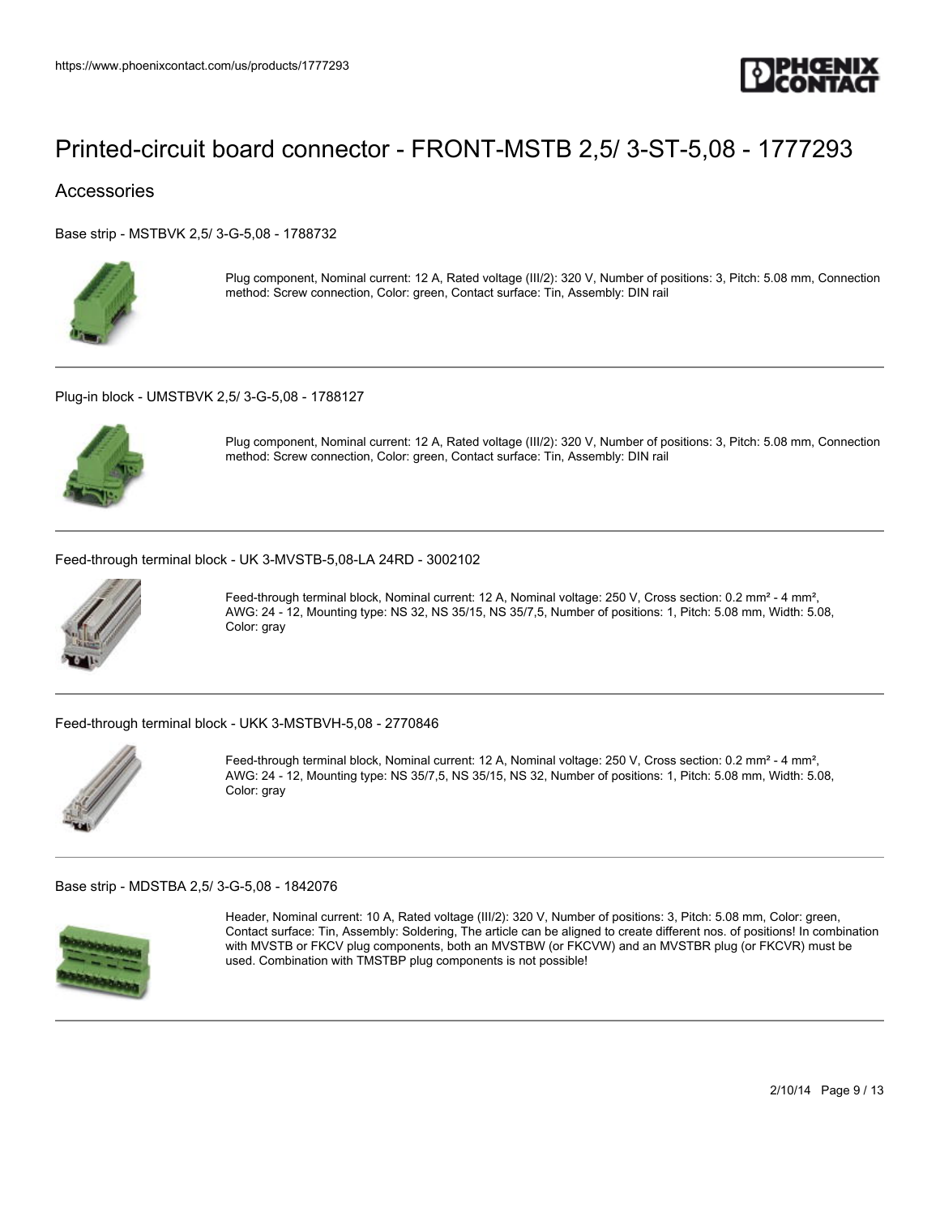# Printed-circuit board connector - FRONT-MSTB 2,5/ 3-ST-5,08 - 1777293

## Accessories

Base strip - MSTBVK 2,5/ 3-G-5,08 - 1788732

Plug component, Nominal current: 12 A, Rated voltage (III/2): 320 V, Number of positions: 3, Pitch: 5.08 mm, Connection method: Screw connection, Color: green, Contact surface: Tin, Assembly: DIN rail

---

Plug-in block - UMSTBVK 2,5/ 3-G-5,08 - 1788127

Plug component, Nominal current: 12 A, Rated voltage (III/2): 320 V, Number of positions: 3, Pitch: 5.08 mm, Connection method: Screw connection, Color: green, Contact surface: Tin, Assembly: DIN rail

---

Feed-through terminal block - UK 3-MVSTB-5,08-LA 24RD - 3002102

Feed-through terminal block, Nominal current: 12 A, Nominal voltage: 250 V, Cross section: 0.2 mm² - 4 mm², AWG: 24 - 12, Mounting type: NS 32, NS 35/15, NS 35/7,5, Number of positions: 1, Pitch: 5.08 mm, Width: 5.08, Color: gray

---

Feed-through terminal block - UKK 3-MSTBVH-5,08 - 2770846

Feed-through terminal block, Nominal current: 12 A, Nominal voltage: 250 V, Cross section: 0.2 mm² - 4 mm², AWG: 24 - 12, Mounting type: NS 35/7,5, NS 35/15, NS 32, Number of positions: 1, Pitch: 5.08 mm, Width: 5.08, Color: gray

---

Base strip - MDSTBA 2,5/ 3-G-5,08 - 1842076

Header, Nominal current: 10 A, Rated voltage (III/2): 320 V, Number of positions: 3, Pitch: 5.08 mm, Color: green, Contact surface: Tin, Assembly: Soldering, The article can be aligned to create different nos. of positions! In combination with MVSTB or FKCV plug components, both an MVSTBW (or FKCVW) and an MVSTBR plug (or FKCVR) must be used. Combination with TMSTBP plug components is not possible!

---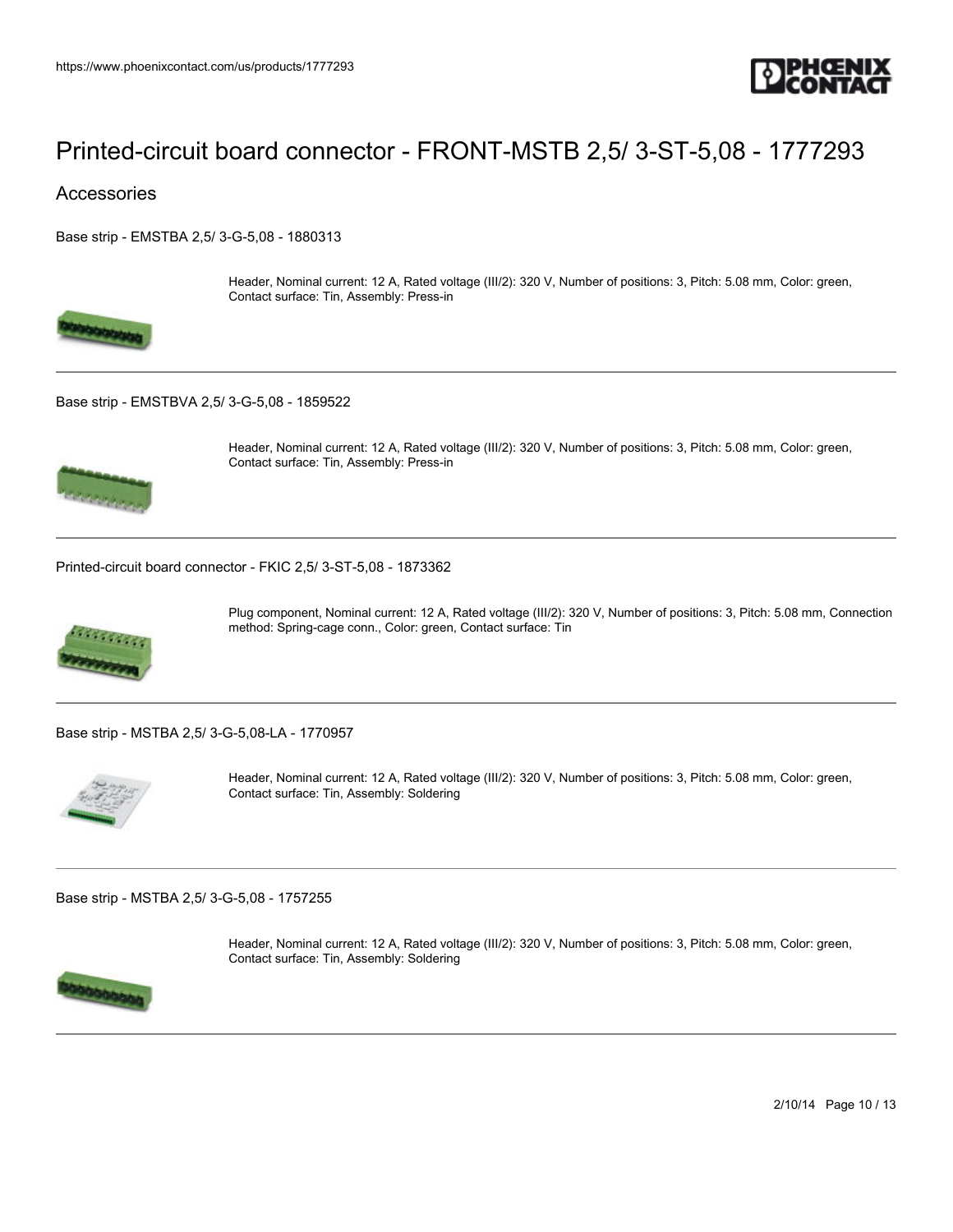# Printed-circuit board connector - FRONT-MSTB 2,5/ 3-ST-5,08 - 1777293

## Accessories

Base strip - EMSTBA 2,5/ 3-G-5,08 - 1880313

Header, Nominal current: 12 A, Rated voltage (III/2): 320 V, Number of positions: 3, Pitch: 5.08 mm, Color: green, Contact surface: Tin, Assembly: Press-in

---

Base strip - EMSTBVA 2,5/ 3-G-5,08 - 1859522

Header, Nominal current: 12 A, Rated voltage (III/2): 320 V, Number of positions: 3, Pitch: 5.08 mm, Color: green, Contact surface: Tin, Assembly: Press-in

---

Printed-circuit board connector - FKIC 2,5/ 3-ST-5,08 - 1873362

Plug component, Nominal current: 12 A, Rated voltage (III/2): 320 V, Number of positions: 3, Pitch: 5.08 mm, Connection method: Spring-cage conn., Color: green, Contact surface: Tin

---

Base strip - MSTBA 2,5/ 3-G-5,08-LA - 1770957

Header, Nominal current: 12 A, Rated voltage (III/2): 320 V, Number of positions: 3, Pitch: 5.08 mm, Color: green, Contact surface: Tin, Assembly: Soldering

---

Base strip - MSTBA 2,5/ 3-G-5,08 - 1757255

Header, Nominal current: 12 A, Rated voltage (III/2): 320 V, Number of positions: 3, Pitch: 5.08 mm, Color: green, Contact surface: Tin, Assembly: Soldering

---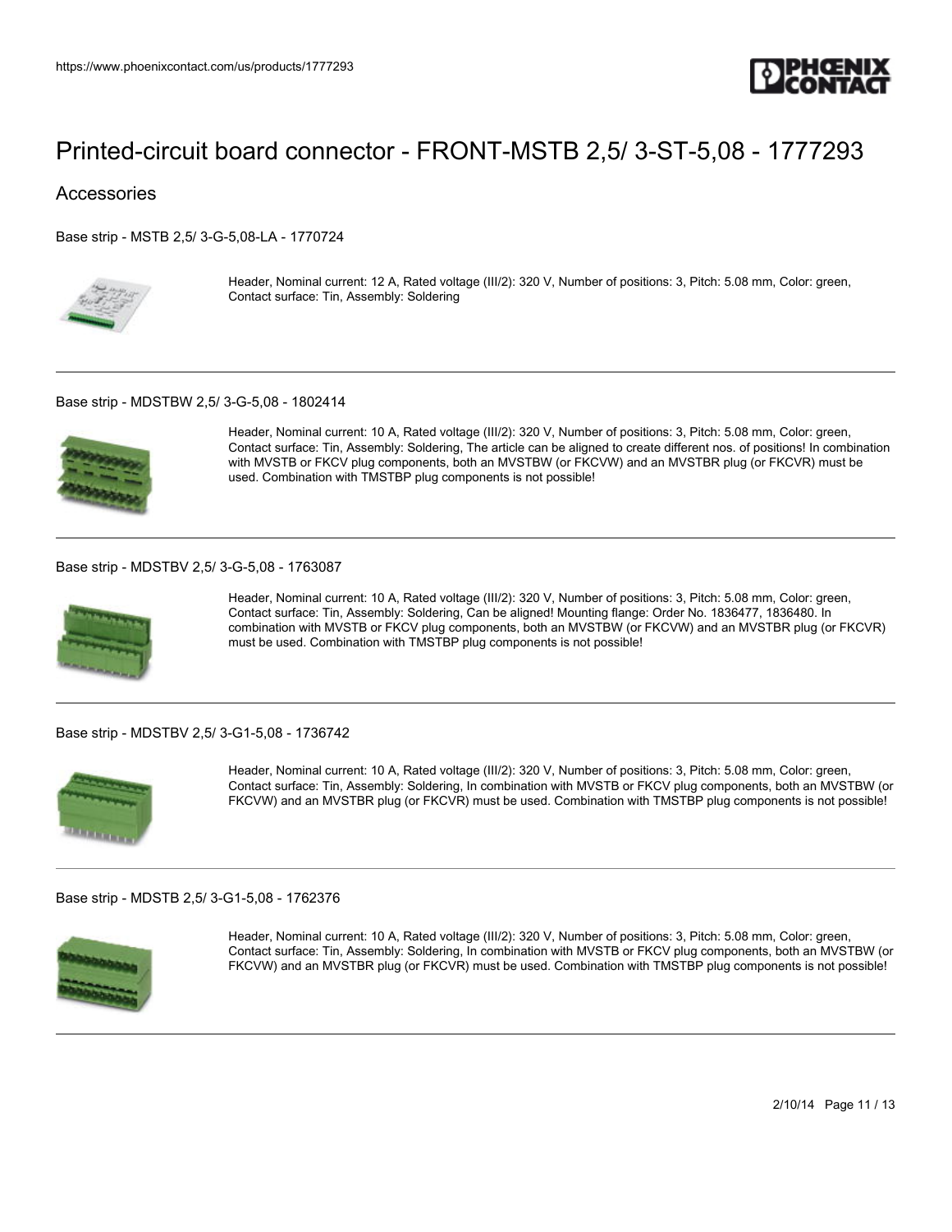# Printed-circuit board connector - FRONT-MSTB 2,5/ 3-ST-5,08 - 1777293

## Accessories

Base strip - MSTB 2,5/ 3-G-5,08-LA - 1770724

Header, Nominal current: 12 A, Rated voltage (III/2): 320 V, Number of positions: 3, Pitch: 5.08 mm, Color: green, Contact surface: Tin, Assembly: Soldering

---

Base strip - MDSTBW 2,5/ 3-G-5,08 - 1802414

Header, Nominal current: 10 A, Rated voltage (III/2): 320 V, Number of positions: 3, Pitch: 5.08 mm, Color: green, Contact surface: Tin, Assembly: Soldering, The article can be aligned to create different nos. of positions! In combination with MVSTB or FKCV plug components, both an MVSTBW (or FKCVW) and an MVSTBR plug (or FKCVR) must be used. Combination with TMSTBP plug components is not possible!

---

Base strip - MDSTBV 2,5/ 3-G-5,08 - 1763087

Header, Nominal current: 10 A, Rated voltage (III/2): 320 V, Number of positions: 3, Pitch: 5.08 mm, Color: green, Contact surface: Tin, Assembly: Soldering, Can be aligned! Mounting flange: Order No. 1836477, 1836480. In combination with MVSTB or FKCV plug components, both an MVSTBW (or FKCVW) and an MVSTBR plug (or FKCVR) must be used. Combination with TMSTBP plug components is not possible!

---

Base strip - MDSTBV 2,5/ 3-G1-5,08 - 1736742

Header, Nominal current: 10 A, Rated voltage (III/2): 320 V, Number of positions: 3, Pitch: 5.08 mm, Color: green, Contact surface: Tin, Assembly: Soldering, In combination with MVSTB or FKCV plug components, both an MVSTBW (or FKCVW) and an MVSTBR plug (or FKCVR) must be used. Combination with TMSTBP plug components is not possible!

---

Base strip - MDSTB 2,5/ 3-G1-5,08 - 1762376

Header, Nominal current: 10 A, Rated voltage (III/2): 320 V, Number of positions: 3, Pitch: 5.08 mm, Color: green, Contact surface: Tin, Assembly: Soldering, In combination with MVSTB or FKCV plug components, both an MVSTBW (or FKCVW) and an MVSTBR plug (or FKCVR) must be used. Combination with TMSTBP plug components is not possible!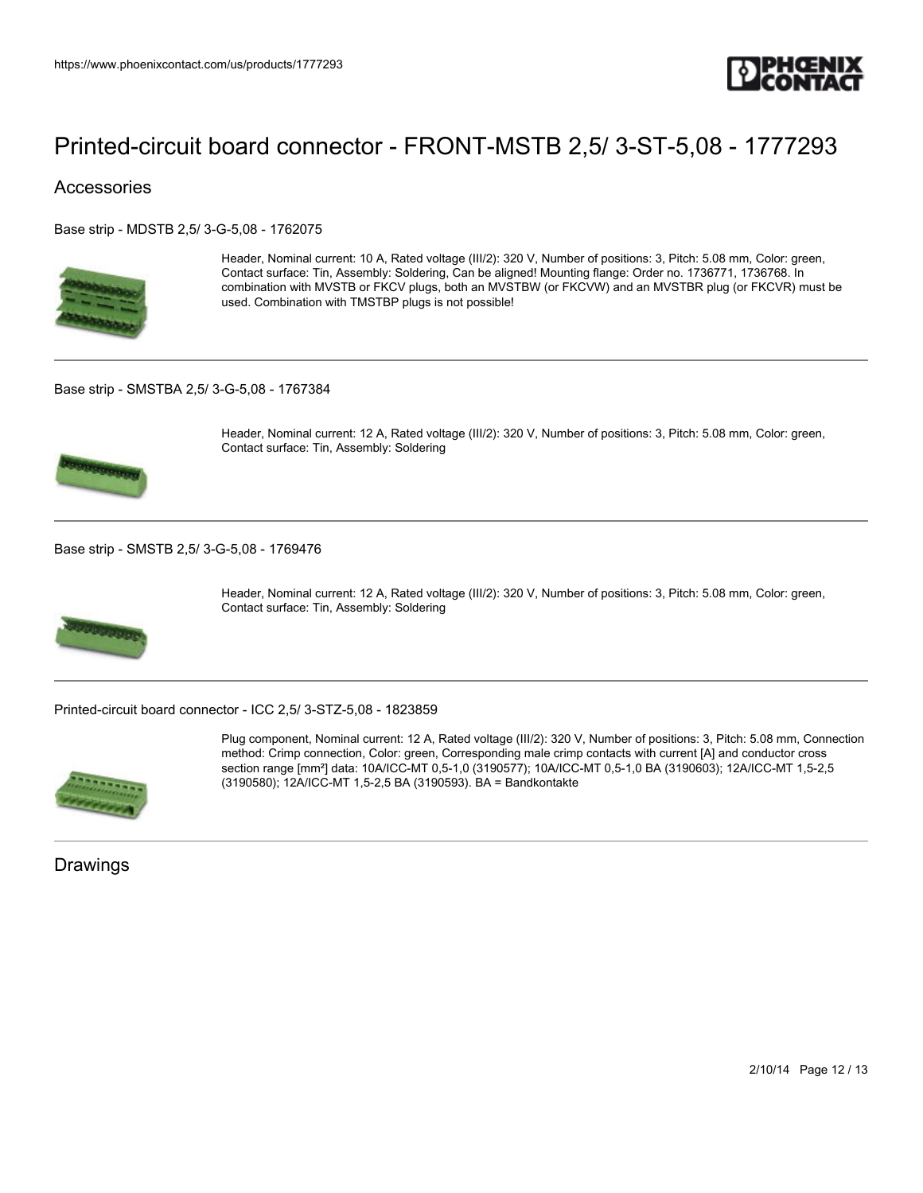# Printed-circuit board connector - FRONT-MSTB 2,5/ 3-ST-5,08 - 1777293

## Accessories

Base strip - MDSTB 2,5/ 3-G-5,08 - 1762075

Header, Nominal current: 10 A, Rated voltage (III/2): 320 V, Number of positions: 3, Pitch: 5.08 mm, Color: green, Contact surface: Tin, Assembly: Soldering, Can be aligned! Mounting flange: Order no. 1736771, 1736768. In combination with MVSTB or FKCV plugs, both an MVSTBW (or FKCVW) and an MVSTBR plug (or FKCVR) must be used. Combination with TMSTBP plugs is not possible!

---

Base strip - SMSTBA 2,5/ 3-G-5,08 - 1767384

Header, Nominal current: 12 A, Rated voltage (III/2): 320 V, Number of positions: 3, Pitch: 5.08 mm, Color: green, Contact surface: Tin, Assembly: Soldering

---

Base strip - SMSTB 2,5/ 3-G-5,08 - 1769476

Header, Nominal current: 12 A, Rated voltage (III/2): 320 V, Number of positions: 3, Pitch: 5.08 mm, Color: green, Contact surface: Tin, Assembly: Soldering

---

Printed-circuit board connector - ICC 2,5/ 3-STZ-5,08 - 1823859

Plug component, Nominal current: 12 A, Rated voltage (III/2): 320 V, Number of positions: 3, Pitch: 5.08 mm, Connection method: Crimp connection, Color: green, Corresponding male crimp contacts with current [A] and conductor cross section range [mm²] data: 10A/ICC-MT 0,5-1,0 (3190577); 10A/ICC-MT 0,5-1,0 BA (3190603); 12A/ICC-MT 1,5-2,5 (3190580); 12A/ICC-MT 1,5-2,5 BA (3190593). BA = Bandkontakte

---

## Drawings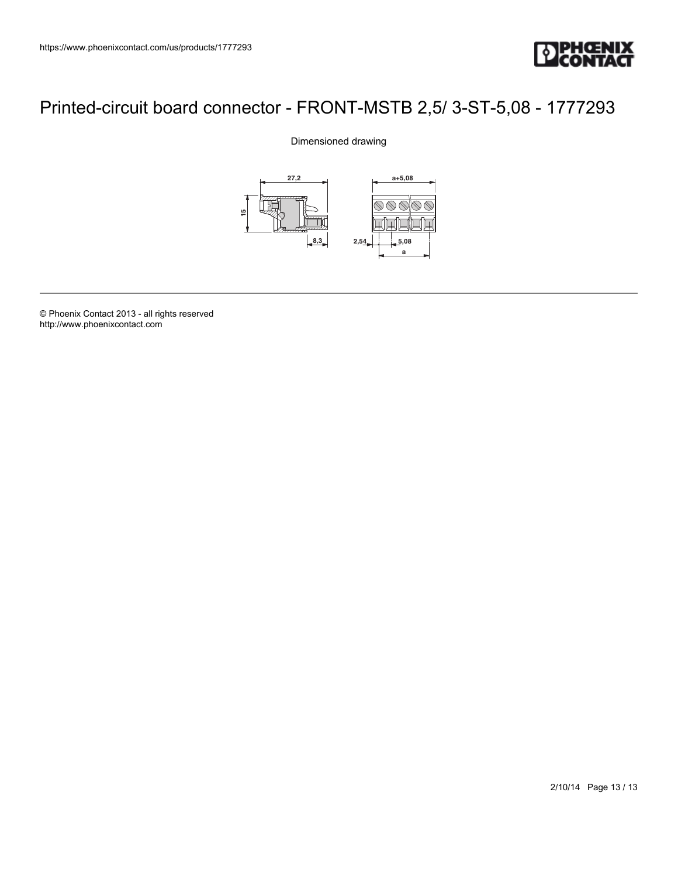# Printed-circuit board connector - FRONT-MSTB 2,5/ 3-ST-5,08 - 1777293

Dimensioned drawing

27,2

15

8,3

a+5,08

2,54

5,08

a

© Phoenix Contact 2013 - all rights reserved
http://www.phoenixcontact.com